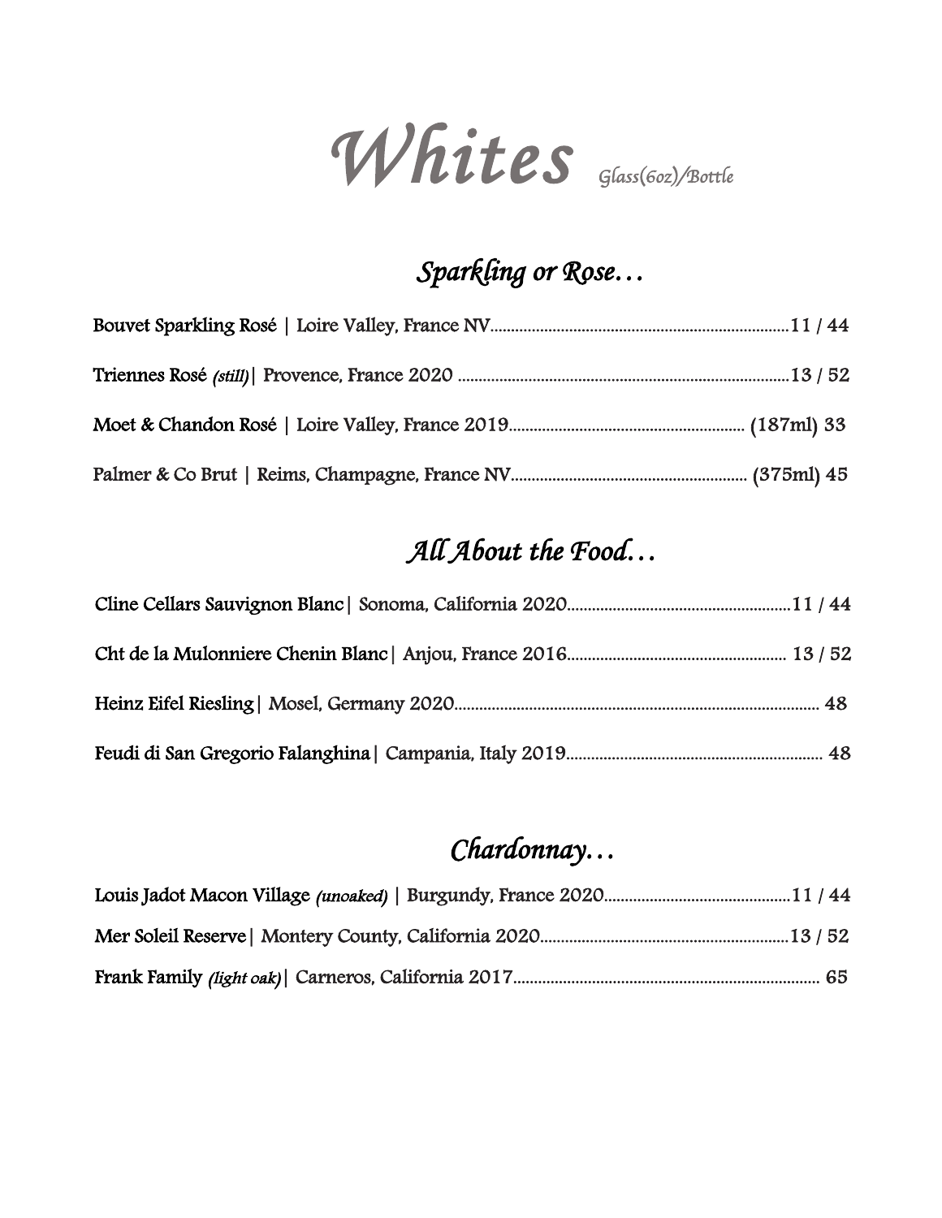# *Whites* *Glass(6oz)/Bottle*

## *Sparkling or Rose…*

**Bouvet Sparkling Rosé** | Loire Valley, France NV........................................................................11 / 44

**Triennes Rosé** *(still)*| Provence, France 2020 ...............................................................................13 / 52

**Moet & Chandon Rosé** | Loire Valley, France 2019........................................................ (187ml) 33

Palmer & Co Brut | Reims, Champagne, France NV......................................................... (375ml) 45

## *All About the Food…*

**Cline Cellars Sauvignon Blanc**| Sonoma, California 2020......................................................11 / 44

**Cht de la Mulonniere Chenin Blanc**| Anjou, France 2016..................................................... 13 / 52

**Heinz Eifel Riesling**| Mosel, Germany 2020........................................................................................ 48

**Feudi di San Gregorio Falanghina**| Campania, Italy 2019.............................................................. 48

## *Chardonnay…*

**Louis Jadot Macon Village** *(unoaked)* | Burgundy, France 2020.............................................11 / 44

**Mer Soleil Reserve**| Montery County, California 2020............................................................13 / 52

**Frank Family** *(light oak)*| Carneros, California 2017.......................................................................... 65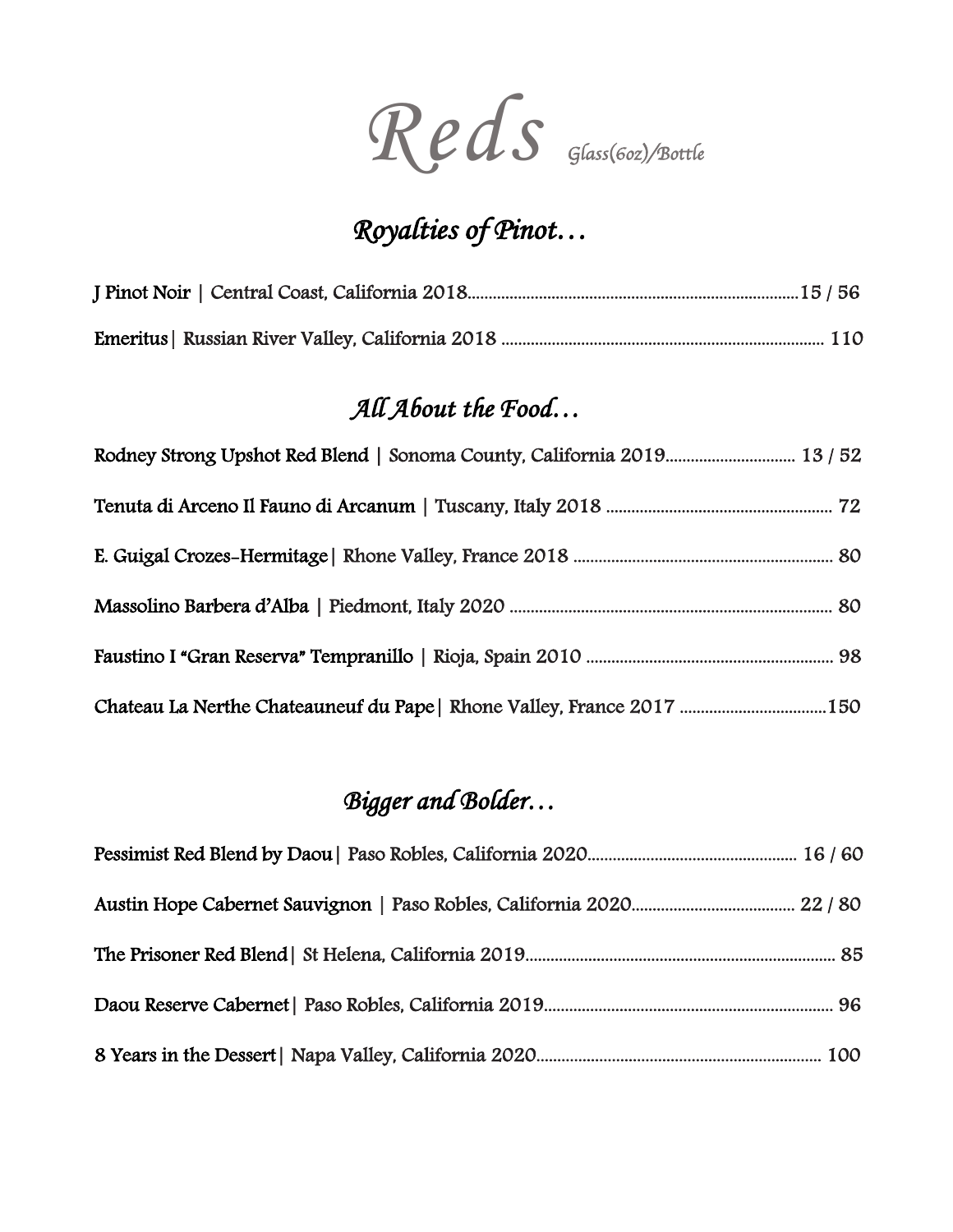# *Reds* *Glass(6oz)/Bottle*

## *Royalties of Pinot…*

**J Pinot Noir** | Central Coast, California 2018……15 / 56

**Emeritus**| Russian River Valley, California 2018 …… 110

## *All About the Food…*

**Rodney Strong Upshot Red Blend** | Sonoma County, California 2019…… 13 / 52

**Tenuta di Arceno Il Fauno di Arcanum** | Tuscany, Italy 2018 …… 72

**E. Guigal Crozes-Hermitage**| Rhone Valley, France 2018 …… 80

**Massolino Barbera d'Alba** | Piedmont, Italy 2020 …… 80

**Faustino I "Gran Reserva" Tempranillo** | Rioja, Spain 2010 …… 98

**Chateau La Nerthe Chateauneuf du Pape**| Rhone Valley, France 2017 ……150

## *Bigger and Bolder…*

**Pessimist Red Blend by Daou**| Paso Robles, California 2020…… 16 / 60

**Austin Hope Cabernet Sauvignon** | Paso Robles, California 2020…… 22 / 80

**The Prisoner Red Blend**| St Helena, California 2019…… 85

**Daou Reserve Cabernet**| Paso Robles, California 2019…… 96

**8 Years in the Dessert**| Napa Valley, California 2020…… 100